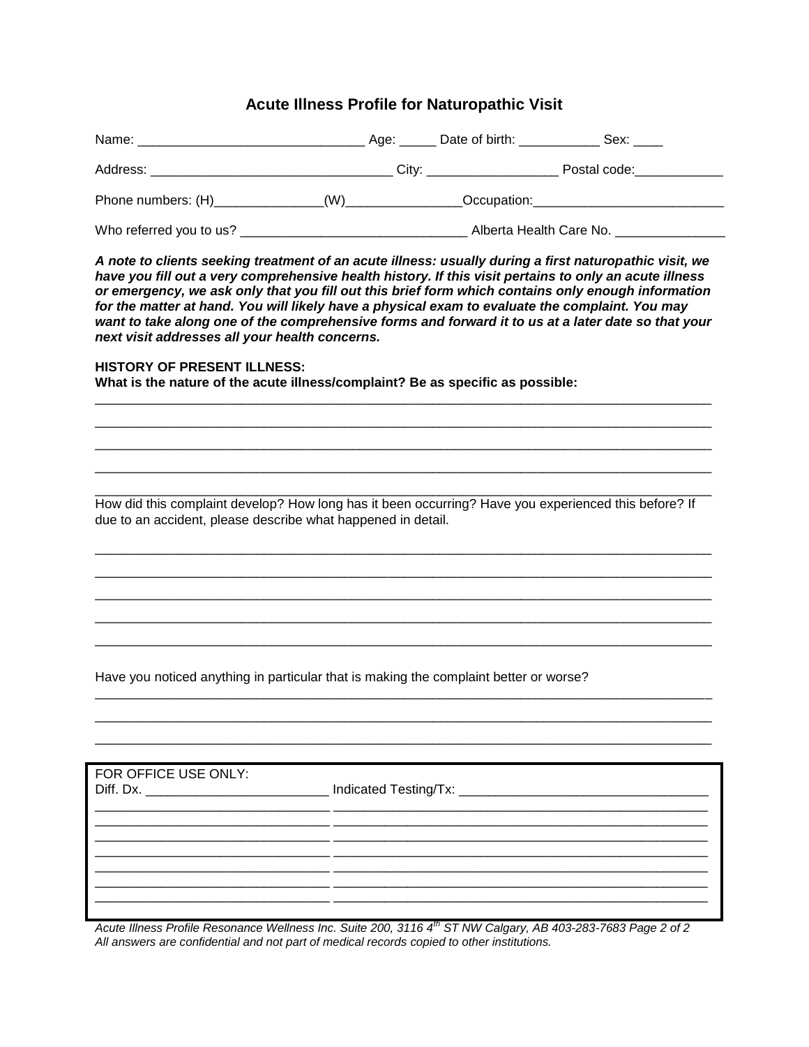# Acute Illness Profile for Naturopathic Visit

Name: _______________________________ Age: _____ Date of birth: ___________ Sex: ____

Address: _________________________________ City: __________________ Postal code:____________

Phone numbers: (H)_______________(W)________________Occupation:__________________________

Who referred you to us? _______________________________ Alberta Health Care No. _______________

***A note to clients seeking treatment of an acute illness: usually during a first naturopathic visit, we have you fill out a very comprehensive health history. If this visit pertains to only an acute illness or emergency, we ask only that you fill out this brief form which contains only enough information for the matter at hand. You will likely have a physical exam to evaluate the complaint. You may want to take along one of the comprehensive forms and forward it to us at a later date so that your next visit addresses all your health concerns.***

**HISTORY OF PRESENT ILLNESS:**

**What is the nature of the acute illness/complaint? Be as specific as possible:**

_____________________________________________________________________________________

_____________________________________________________________________________________

_____________________________________________________________________________________

_____________________________________________________________________________________

_____________________________________________________________________________________

How did this complaint develop? How long has it been occurring? Have you experienced this before? If due to an accident, please describe what happened in detail.

_____________________________________________________________________________________

_____________________________________________________________________________________

_____________________________________________________________________________________

_____________________________________________________________________________________

_____________________________________________________________________________________

Have you noticed anything in particular that is making the complaint better or worse?

_____________________________________________________________________________________

_____________________________________________________________________________________

_____________________________________________________________________________________

| FOR OFFICE USE ONLY: | |
|---|---|
| Diff. Dx. _________________________ | Indicated Testing/Tx: ___________________________________ |
| _______________________________ | ___________________________________________________ |
| _______________________________ | ___________________________________________________ |
| _______________________________ | ___________________________________________________ |
| _______________________________ | ___________________________________________________ |
| _______________________________ | ___________________________________________________ |
| _______________________________ | ___________________________________________________ |
| _______________________________ | ___________________________________________________ |
| _______________________________ | ___________________________________________________ |

*Acute Illness Profile Resonance Wellness Inc. Suite 200, 3116 4th ST NW Calgary, AB 403-283-7683*

*All answers are confidential and not part of medical records copied to other institutions.*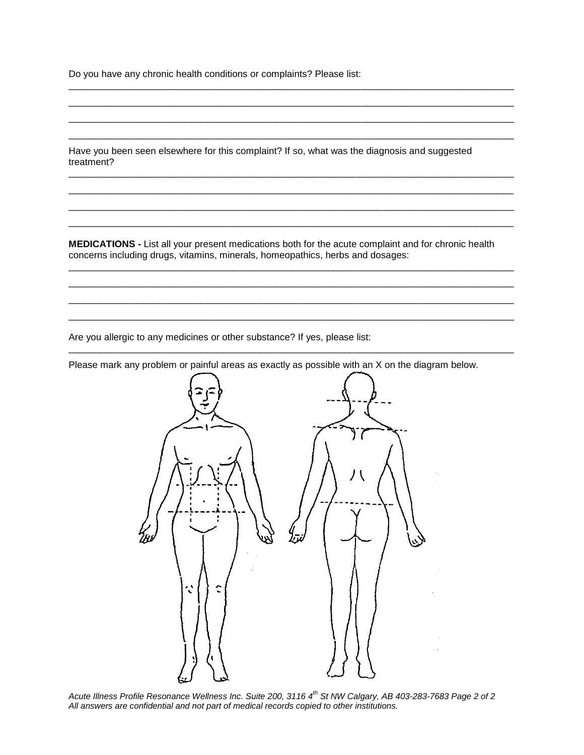Do you have any chronic health conditions or complaints? Please list:

\_\_\_\_\_\_\_\_\_\_\_\_\_\_\_\_\_\_\_\_\_\_\_\_\_\_\_\_\_\_\_\_\_\_\_\_\_\_\_\_\_\_\_\_\_\_\_\_\_\_\_\_\_\_\_\_\_\_\_\_\_\_\_\_\_\_\_\_\_\_\_\_\_\_\_\_\_\_\_\_\_\_

\_\_\_\_\_\_\_\_\_\_\_\_\_\_\_\_\_\_\_\_\_\_\_\_\_\_\_\_\_\_\_\_\_\_\_\_\_\_\_\_\_\_\_\_\_\_\_\_\_\_\_\_\_\_\_\_\_\_\_\_\_\_\_\_\_\_\_\_\_\_\_\_\_\_\_\_\_\_\_\_\_\_

\_\_\_\_\_\_\_\_\_\_\_\_\_\_\_\_\_\_\_\_\_\_\_\_\_\_\_\_\_\_\_\_\_\_\_\_\_\_\_\_\_\_\_\_\_\_\_\_\_\_\_\_\_\_\_\_\_\_\_\_\_\_\_\_\_\_\_\_\_\_\_\_\_\_\_\_\_\_\_\_\_\_

\_\_\_\_\_\_\_\_\_\_\_\_\_\_\_\_\_\_\_\_\_\_\_\_\_\_\_\_\_\_\_\_\_\_\_\_\_\_\_\_\_\_\_\_\_\_\_\_\_\_\_\_\_\_\_\_\_\_\_\_\_\_\_\_\_\_\_\_\_\_\_\_\_\_\_\_\_\_\_\_\_\_

Have you been seen elsewhere for this complaint? If so, what was the diagnosis and suggested treatment?

\_\_\_\_\_\_\_\_\_\_\_\_\_\_\_\_\_\_\_\_\_\_\_\_\_\_\_\_\_\_\_\_\_\_\_\_\_\_\_\_\_\_\_\_\_\_\_\_\_\_\_\_\_\_\_\_\_\_\_\_\_\_\_\_\_\_\_\_\_\_\_\_\_\_\_\_\_\_\_\_\_\_

\_\_\_\_\_\_\_\_\_\_\_\_\_\_\_\_\_\_\_\_\_\_\_\_\_\_\_\_\_\_\_\_\_\_\_\_\_\_\_\_\_\_\_\_\_\_\_\_\_\_\_\_\_\_\_\_\_\_\_\_\_\_\_\_\_\_\_\_\_\_\_\_\_\_\_\_\_\_\_\_\_\_

\_\_\_\_\_\_\_\_\_\_\_\_\_\_\_\_\_\_\_\_\_\_\_\_\_\_\_\_\_\_\_\_\_\_\_\_\_\_\_\_\_\_\_\_\_\_\_\_\_\_\_\_\_\_\_\_\_\_\_\_\_\_\_\_\_\_\_\_\_\_\_\_\_\_\_\_\_\_\_\_\_\_

\_\_\_\_\_\_\_\_\_\_\_\_\_\_\_\_\_\_\_\_\_\_\_\_\_\_\_\_\_\_\_\_\_\_\_\_\_\_\_\_\_\_\_\_\_\_\_\_\_\_\_\_\_\_\_\_\_\_\_\_\_\_\_\_\_\_\_\_\_\_\_\_\_\_\_\_\_\_\_\_\_\_

**MEDICATIONS -** List all your present medications both for the acute complaint and for chronic health concerns including drugs, vitamins, minerals, homeopathics, herbs and dosages:

\_\_\_\_\_\_\_\_\_\_\_\_\_\_\_\_\_\_\_\_\_\_\_\_\_\_\_\_\_\_\_\_\_\_\_\_\_\_\_\_\_\_\_\_\_\_\_\_\_\_\_\_\_\_\_\_\_\_\_\_\_\_\_\_\_\_\_\_\_\_\_\_\_\_\_\_\_\_\_\_\_\_

\_\_\_\_\_\_\_\_\_\_\_\_\_\_\_\_\_\_\_\_\_\_\_\_\_\_\_\_\_\_\_\_\_\_\_\_\_\_\_\_\_\_\_\_\_\_\_\_\_\_\_\_\_\_\_\_\_\_\_\_\_\_\_\_\_\_\_\_\_\_\_\_\_\_\_\_\_\_\_\_\_\_

\_\_\_\_\_\_\_\_\_\_\_\_\_\_\_\_\_\_\_\_\_\_\_\_\_\_\_\_\_\_\_\_\_\_\_\_\_\_\_\_\_\_\_\_\_\_\_\_\_\_\_\_\_\_\_\_\_\_\_\_\_\_\_\_\_\_\_\_\_\_\_\_\_\_\_\_\_\_\_\_\_\_

\_\_\_\_\_\_\_\_\_\_\_\_\_\_\_\_\_\_\_\_\_\_\_\_\_\_\_\_\_\_\_\_\_\_\_\_\_\_\_\_\_\_\_\_\_\_\_\_\_\_\_\_\_\_\_\_\_\_\_\_\_\_\_\_\_\_\_\_\_\_\_\_\_\_\_\_\_\_\_\_\_\_

Are you allergic to any medicines or other substance? If yes, please list:

\_\_\_\_\_\_\_\_\_\_\_\_\_\_\_\_\_\_\_\_\_\_\_\_\_\_\_\_\_\_\_\_\_\_\_\_\_\_\_\_\_\_\_\_\_\_\_\_\_\_\_\_\_\_\_\_\_\_\_\_\_\_\_\_\_\_\_\_\_\_\_\_\_\_\_\_\_\_\_\_\_\_

Please mark any problem or painful areas as exactly as possible with an X on the diagram below.

*Acute Illness Profile Resonance Wellness Inc. Suite 200, 3116 4th St NW Calgary, AB 403-283-7683*
*All answers are confidential and not part of medical records copied to other institutions.*